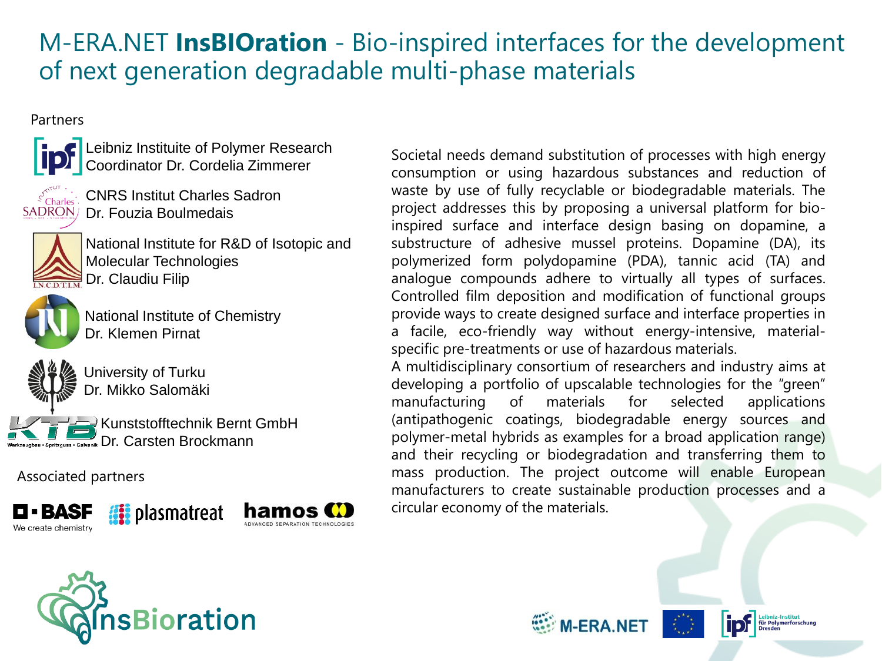# M-ERA.NET **InsBIOration** - Bio-inspired interfaces for the development of next generation degradable multi-phase materials

Partners

Leibniz Institute of Polymer Research
Coordinator Dr. Cordelia Zimmerer

CNRS Institut Charles Sadron
Dr. Fouzia Boulmedais

National Institute for R&D of Isotopic and Molecular Technologies
Dr. Claudiu Filip

National Institute of Chemistry
Dr. Klemen Pirnat

University of Turku
Dr. Mikko Salomäki

Kunststofftechnik Bernt GmbH
Dr. Carsten Brockmann

Associated partners

BASF – We create chemistry, plasmatreat, hamos – Advanced Separation Technologies

Societal needs demand substitution of processes with high energy consumption or using hazardous substances and reduction of waste by use of fully recyclable or biodegradable materials. The project addresses this by proposing a universal platform for bio-inspired surface and interface design basing on dopamine, a substructure of adhesive mussel proteins. Dopamine (DA), its polymerized form polydopamine (PDA), tannic acid (TA) and analogue compounds adhere to virtually all types of surfaces. Controlled film deposition and modification of functional groups provide ways to create designed surface and interface properties in a facile, eco-friendly way without energy-intensive, material-specific pre-treatments or use of hazardous materials.

A multidisciplinary consortium of researchers and industry aims at developing a portfolio of upscalable technologies for the "green" manufacturing of materials for selected applications (antipathogenic coatings, biodegradable energy sources and polymer-metal hybrids as examples for a broad application range) and their recycling or biodegradation and transferring them to mass production. The project outcome will enable European manufacturers to create sustainable production processes and a circular economy of the materials.

InsBioration

M-ERA.NET

Leibniz-Institut für Polymerforschung Dresden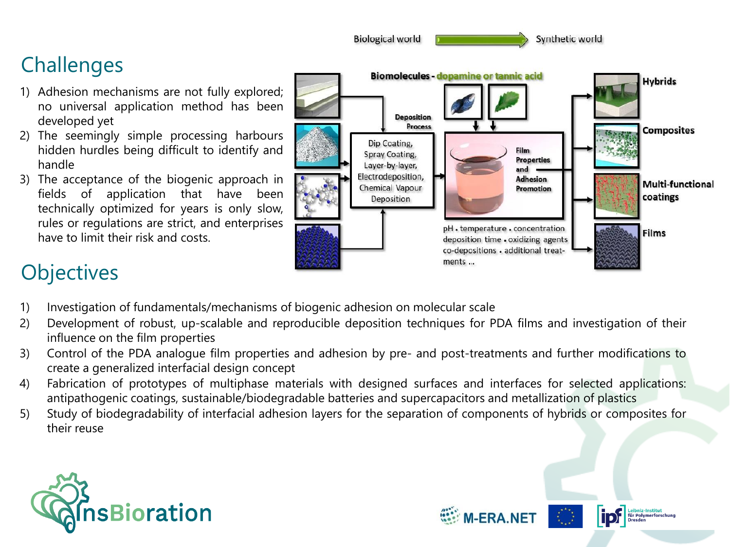## Challenges

1) Adhesion mechanisms are not fully explored; no universal application method has been developed yet
2) The seemingly simple processing harbours hidden hurdles being difficult to identify and handle
3) The acceptance of the biogenic approach in fields of application that have been technically optimized for years is only slow, rules or regulations are strict, and enterprises have to limit their risk and costs.

Biological world → Synthetic world

Biomolecules - dopamine or tannic acid

Deposition Process: Dip Coating, Spray Coating, Layer-by-layer, Electrodeposition, Chemical Vapour Deposition

Film Properties and Adhesion Promotion

pH • temperature • concentration deposition time • oxidizing agents co-depositions • additional treatments ...

Hybrids

Composites

Multi-functional coatings

Films

## Objectives

1) Investigation of fundamentals/mechanisms of biogenic adhesion on molecular scale
2) Development of robust, up-scalable and reproducible deposition techniques for PDA films and investigation of their influence on the film properties
3) Control of the PDA analogue film properties and adhesion by pre- and post-treatments and further modifications to create a generalized interfacial design concept
4) Fabrication of prototypes of multiphase materials with designed surfaces and interfaces for selected applications: antipathogenic coatings, sustainable/biodegradable batteries and supercapacitors and metallization of plastics
5) Study of biodegradability of interfacial adhesion layers for the separation of components of hybrids or composites for their reuse

InsBioration

M-ERA.NET

ipf Leibniz-Institut für Polymerforschung Dresden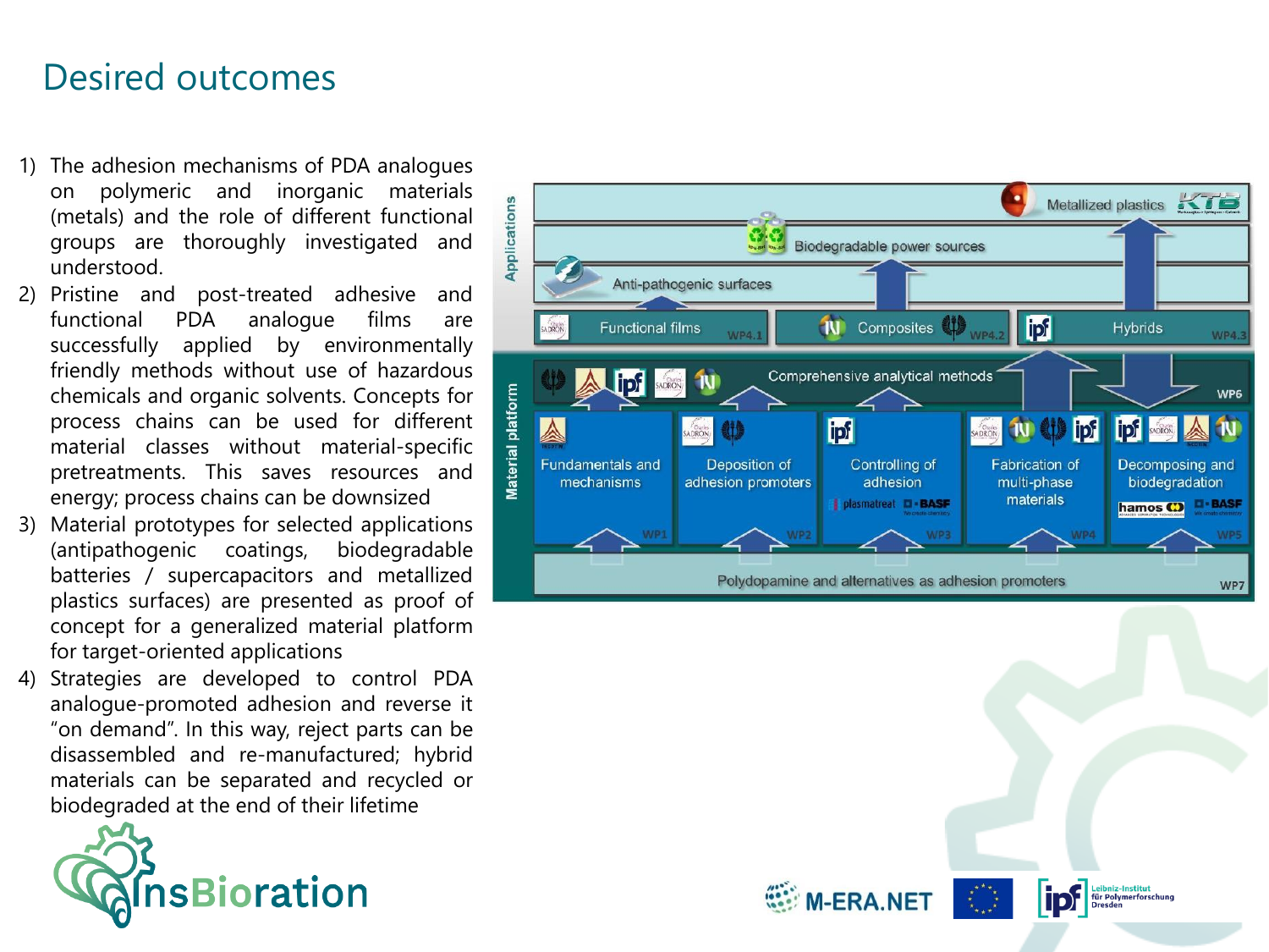# Desired outcomes

1) The adhesion mechanisms of PDA analogues on polymeric and inorganic materials (metals) and the role of different functional groups are thoroughly investigated and understood.
2) Pristine and post-treated adhesive and functional PDA analogue films are successfully applied by environmentally friendly methods without use of hazardous chemicals and organic solvents. Concepts for process chains can be used for different material classes without material-specific pretreatments. This saves resources and energy; process chains can be downsized
3) Material prototypes for selected applications (antipathogenic coatings, biodegradable batteries / supercapacitors and metallized plastics surfaces) are presented as proof of concept for a generalized material platform for target-oriented applications
4) Strategies are developed to control PDA analogue-promoted adhesion and reverse it "on demand". In this way, reject parts can be disassembled and re-manufactured; hybrid materials can be separated and recycled or biodegraded at the end of their lifetime

Applications

Metallized plastics

Biodegradable power sources

Anti-pathogenic surfaces

Functional films WP4.1

Composites WP4.2

Hybrids WP4.3

Material platform

Comprehensive analytical methods WP6

Fundamentals and mechanisms WP1

Deposition of adhesion promoters WP2

Controlling of adhesion WP3

Fabrication of multi-phase materials WP4

Decomposing and biodegradation WP5

Polydopamine and alternatives as adhesion promoters WP7

InsBioration

M-ERA.NET

Leibniz-Institut für Polymerforschung Dresden